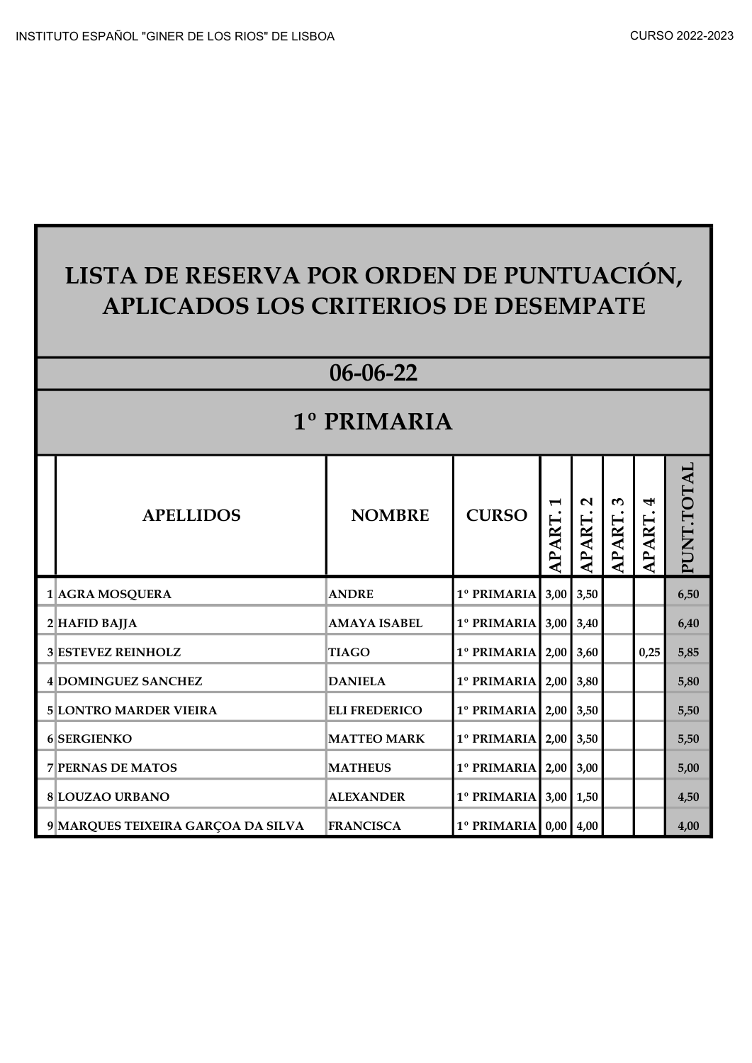# LISTA DE RESERVA POR ORDEN DE PUNTUACIÓN, APLICADOS LOS CRITERIOS DE DESEMPATE

## 06-06-22

## 1º PRIMARIA

| | APELLIDOS | NOMBRE | CURSO | APART. 1 | APART. 2 | APART. 3 | APART. 4 | PUNT.TOTAL |
|---|---|---|---|---|---|---|---|---|
| 1 | AGRA MOSQUERA | ANDRE | 1º PRIMARIA | 3,00 | 3,50 | | | 6,50 |
| 2 | HAFID BAJJA | AMAYA ISABEL | 1º PRIMARIA | 3,00 | 3,40 | | | 6,40 |
| 3 | ESTEVEZ REINHOLZ | TIAGO | 1º PRIMARIA | 2,00 | 3,60 | | 0,25 | 5,85 |
| 4 | DOMINGUEZ SANCHEZ | DANIELA | 1º PRIMARIA | 2,00 | 3,80 | | | 5,80 |
| 5 | LONTRO MARDER VIEIRA | ELI FREDERICO | 1º PRIMARIA | 2,00 | 3,50 | | | 5,50 |
| 6 | SERGIENKO | MATTEO MARK | 1º PRIMARIA | 2,00 | 3,50 | | | 5,50 |
| 7 | PERNAS DE MATOS | MATHEUS | 1º PRIMARIA | 2,00 | 3,00 | | | 5,00 |
| 8 | LOUZAO URBANO | ALEXANDER | 1º PRIMARIA | 3,00 | 1,50 | | | 4,50 |
| 9 | MARQUES TEIXEIRA GARÇOA DA SILVA | FRANCISCA | 1º PRIMARIA | 0,00 | 4,00 | | | 4,00 |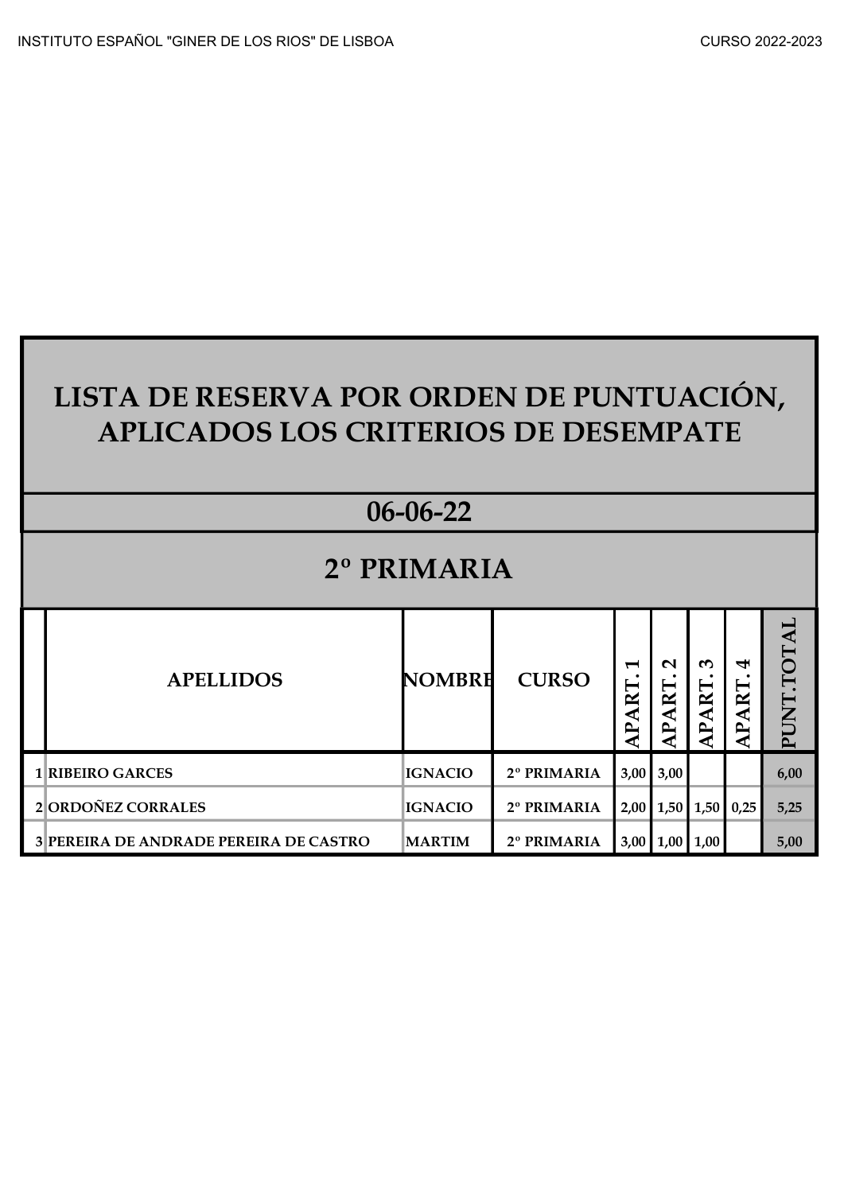# LISTA DE RESERVA POR ORDEN DE PUNTUACIÓN, APLICADOS LOS CRITERIOS DE DESEMPATE

## 06-06-22

## 2º PRIMARIA

| | APELLIDOS | NOMBRE | CURSO | APART. 1 | APART. 2 | APART. 3 | APART. 4 | PUNT.TOTAL |
|---|---|---|---|---|---|---|---|---|
| 1 | RIBEIRO GARCES | IGNACIO | 2º PRIMARIA | 3,00 | 3,00 | | | 6,00 |
| 2 | ORDOÑEZ CORRALES | IGNACIO | 2º PRIMARIA | 2,00 | 1,50 | 1,50 | 0,25 | 5,25 |
| 3 | PEREIRA DE ANDRADE PEREIRA DE CASTRO | MARTIM | 2º PRIMARIA | 3,00 | 1,00 | 1,00 | | 5,00 |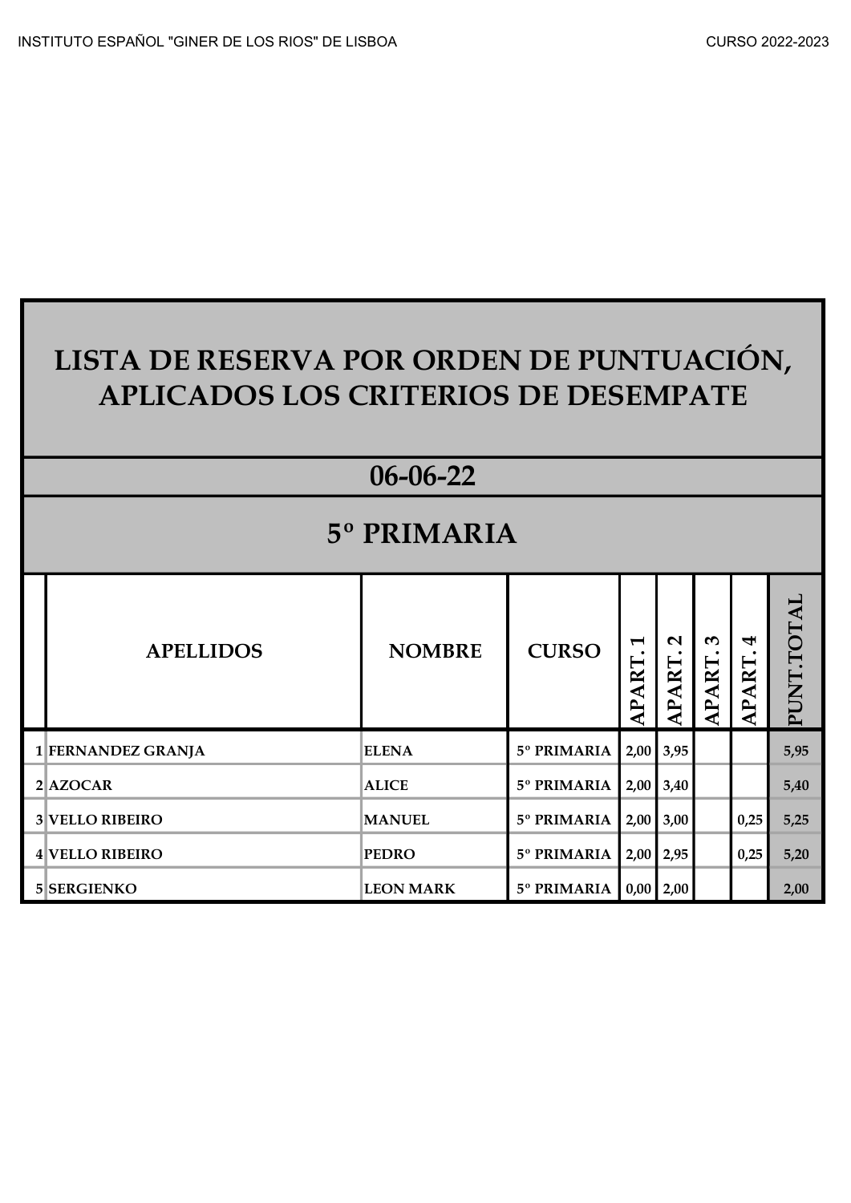# LISTA DE RESERVA POR ORDEN DE PUNTUACIÓN, APLICADOS LOS CRITERIOS DE DESEMPATE

## 06-06-22

## 5º PRIMARIA

| | APELLIDOS | NOMBRE | CURSO | APART. 1 | APART. 2 | APART. 3 | APART. 4 | PUNT.TOTAL |
|---|---|---|---|---|---|---|---|---|
| 1 | FERNANDEZ GRANJA | ELENA | 5º PRIMARIA | 2,00 | 3,95 | | | 5,95 |
| 2 | AZOCAR | ALICE | 5º PRIMARIA | 2,00 | 3,40 | | | 5,40 |
| 3 | VELLO RIBEIRO | MANUEL | 5º PRIMARIA | 2,00 | 3,00 | | 0,25 | 5,25 |
| 4 | VELLO RIBEIRO | PEDRO | 5º PRIMARIA | 2,00 | 2,95 | | 0,25 | 5,20 |
| 5 | SERGIENKO | LEON MARK | 5º PRIMARIA | 0,00 | 2,00 | | | 2,00 |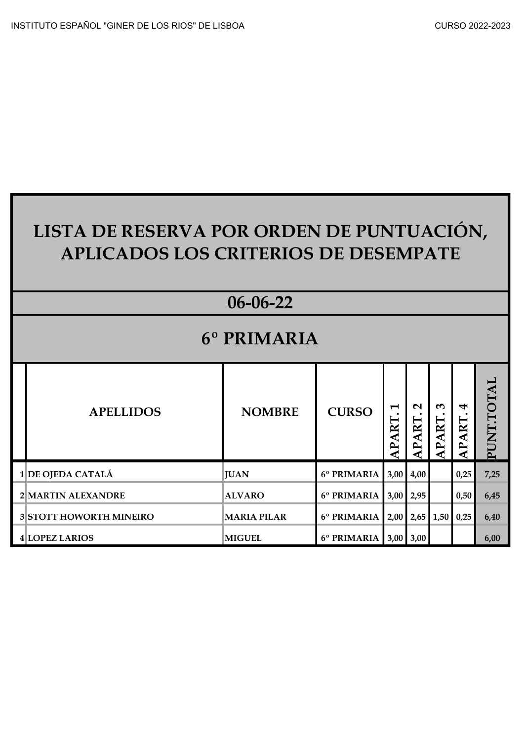# LISTA DE RESERVA POR ORDEN DE PUNTUACIÓN, APLICADOS LOS CRITERIOS DE DESEMPATE

## 06-06-22

## 6º PRIMARIA

| | APELLIDOS | NOMBRE | CURSO | APART.1 | APART.2 | APART.3 | APART.4 | PUNT.TOTAL |
|---|---|---|---|---|---|---|---|---|
| 1 | DE OJEDA CATALÁ | JUAN | 6º PRIMARIA | 3,00 | 4,00 | | 0,25 | 7,25 |
| 2 | MARTIN ALEXANDRE | ALVARO | 6º PRIMARIA | 3,00 | 2,95 | | 0,50 | 6,45 |
| 3 | STOTT HOWORTH MINEIRO | MARIA PILAR | 6º PRIMARIA | 2,00 | 2,65 | 1,50 | 0,25 | 6,40 |
| 4 | LOPEZ LARIOS | MIGUEL | 6º PRIMARIA | 3,00 | 3,00 | | | 6,00 |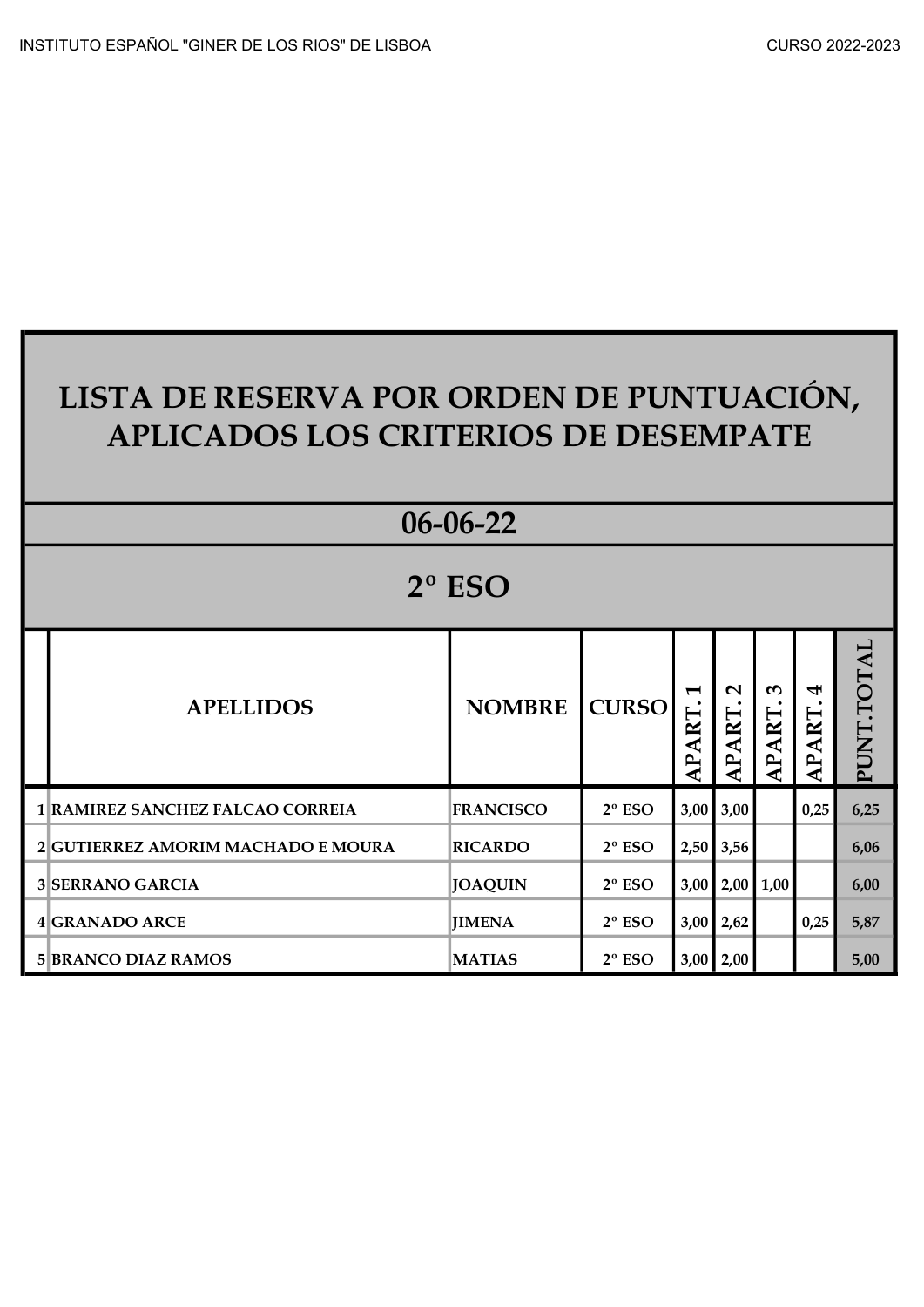# LISTA DE RESERVA POR ORDEN DE PUNTUACIÓN, APLICADOS LOS CRITERIOS DE DESEMPATE

## 06-06-22

## 2º ESO

| | APELLIDOS | NOMBRE | CURSO | APART. 1 | APART. 2 | APART. 3 | APART. 4 | PUNT.TOTAL |
|---|---|---|---|---|---|---|---|---|
| 1 | RAMIREZ SANCHEZ FALCAO CORREIA | FRANCISCO | 2º ESO | 3,00 | 3,00 | | 0,25 | 6,25 |
| 2 | GUTIERREZ AMORIM MACHADO E MOURA | RICARDO | 2º ESO | 2,50 | 3,56 | | | 6,06 |
| 3 | SERRANO GARCIA | JOAQUIN | 2º ESO | 3,00 | 2,00 | 1,00 | | 6,00 |
| 4 | GRANADO ARCE | JIMENA | 2º ESO | 3,00 | 2,62 | | 0,25 | 5,87 |
| 5 | BRANCO DIAZ RAMOS | MATIAS | 2º ESO | 3,00 | 2,00 | | | 5,00 |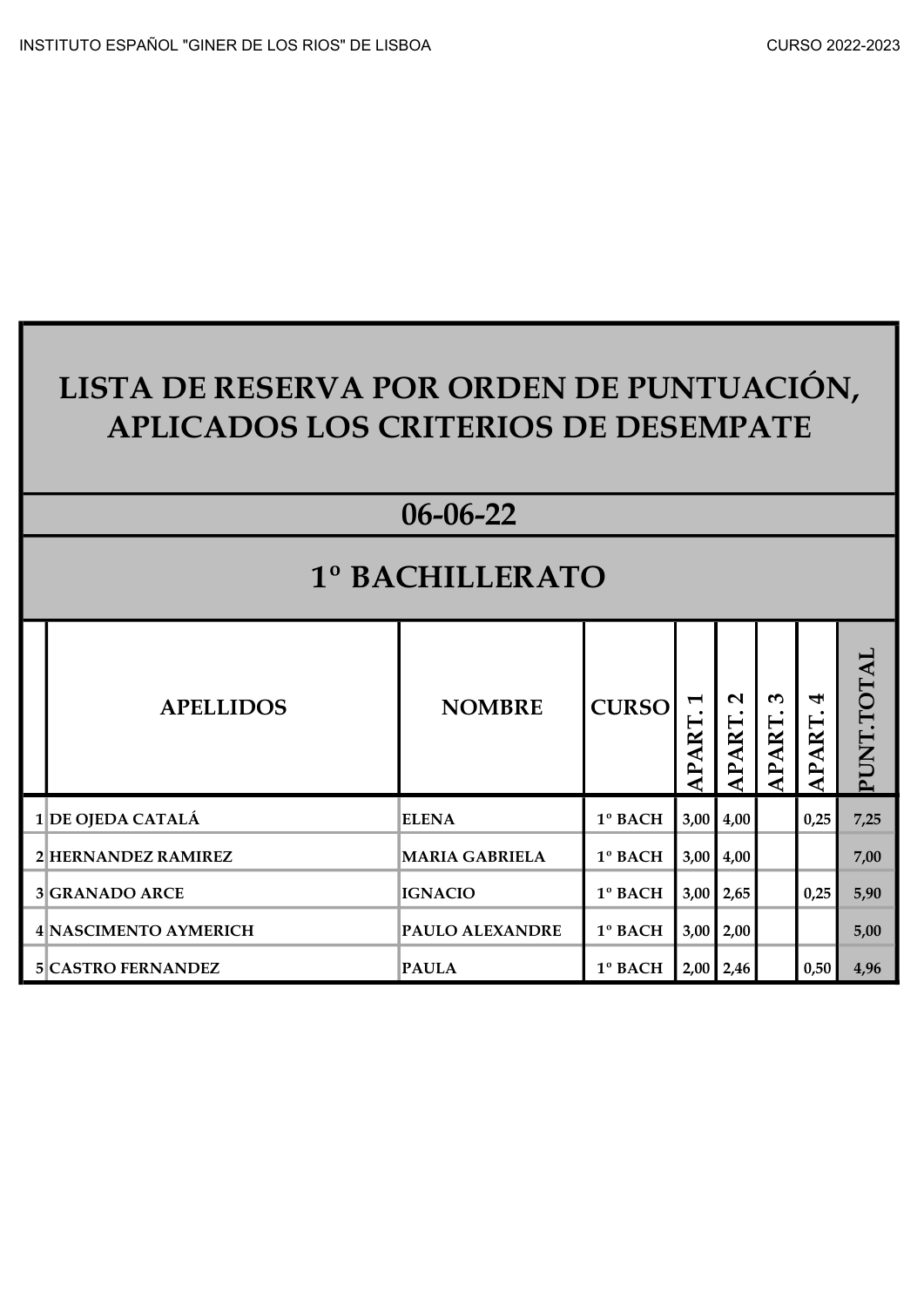# LISTA DE RESERVA POR ORDEN DE PUNTUACIÓN, APLICADOS LOS CRITERIOS DE DESEMPATE

## 06-06-22

## 1º BACHILLERATO

| | APELLIDOS | NOMBRE | CURSO | APART. 1 | APART. 2 | APART. 3 | APART. 4 | PUNT.TOTAL |
|---|---|---|---|---|---|---|---|---|
| 1 | DE OJEDA CATALÁ | ELENA | 1º BACH | 3,00 | 4,00 | | 0,25 | 7,25 |
| 2 | HERNANDEZ RAMIREZ | MARIA GABRIELA | 1º BACH | 3,00 | 4,00 | | | 7,00 |
| 3 | GRANADO ARCE | IGNACIO | 1º BACH | 3,00 | 2,65 | | 0,25 | 5,90 |
| 4 | NASCIMENTO AYMERICH | PAULO ALEXANDRE | 1º BACH | 3,00 | 2,00 | | | 5,00 |
| 5 | CASTRO FERNANDEZ | PAULA | 1º BACH | 2,00 | 2,46 | | 0,50 | 4,96 |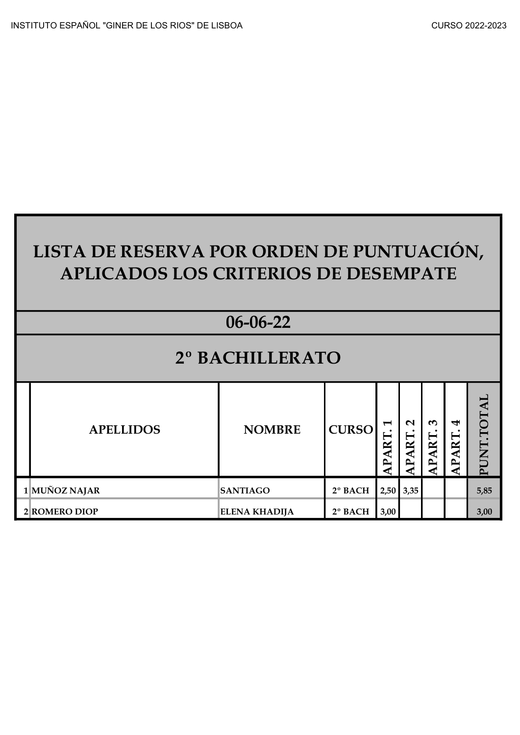# LISTA DE RESERVA POR ORDEN DE PUNTUACIÓN, APLICADOS LOS CRITERIOS DE DESEMPATE

## 06-06-22

## 2º BACHILLERATO

| | APELLIDOS | NOMBRE | CURSO | APART. 1 | APART. 2 | APART. 3 | APART. 4 | PUNT.TOTAL |
|---|---|---|---|---|---|---|---|---|
| 1 | MUÑOZ NAJAR | SANTIAGO | 2º BACH | 2,50 | 3,35 | | | 5,85 |
| 2 | ROMERO DIOP | ELENA KHADIJA | 2º BACH | 3,00 | | | | 3,00 |